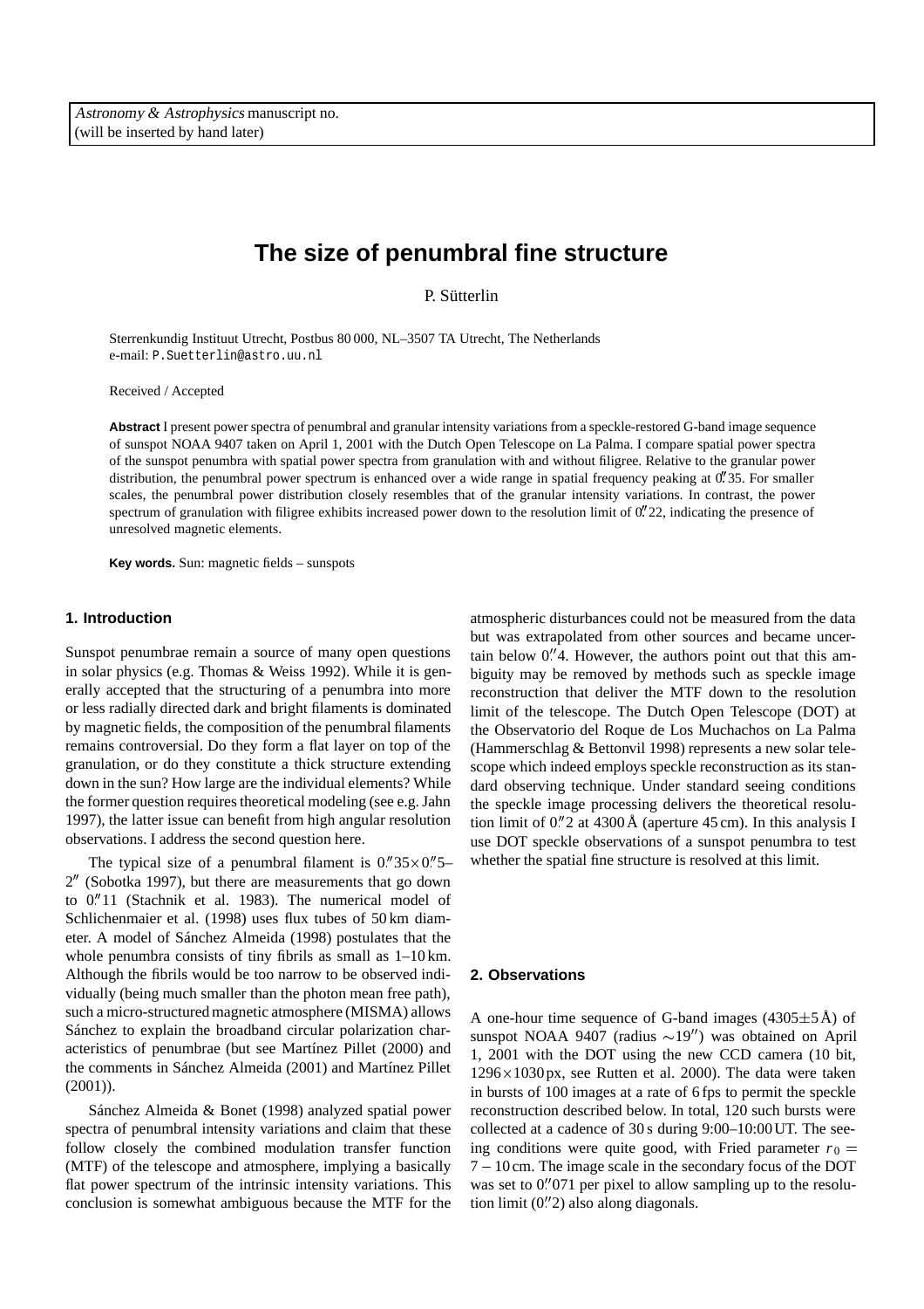Astronomy & Astrophysics manuscript no.
(will be inserted by hand later)

# The size of penumbral fine structure

P. Sütterlin

Sterrenkundig Instituut Utrecht, Postbus 80 000, NL–3507 TA Utrecht, The Netherlands
e-mail: P.Suetterlin@astro.uu.nl

Received / Accepted

**Abstract** I present power spectra of penumbral and granular intensity variations from a speckle-restored G-band image sequence of sunspot NOAA 9407 taken on April 1, 2001 with the Dutch Open Telescope on La Palma. I compare spatial power spectra of the sunspot penumbra with spatial power spectra from granulation with and without filigree. Relative to the granular power distribution, the penumbral power spectrum is enhanced over a wide range in spatial frequency peaking at 0.″35. For smaller scales, the penumbral power distribution closely resembles that of the granular intensity variations. In contrast, the power spectrum of granulation with filigree exhibits increased power down to the resolution limit of 0.″22, indicating the presence of unresolved magnetic elements.

**Key words.** Sun: magnetic fields – sunspots

## 1. Introduction

Sunspot penumbrae remain a source of many open questions in solar physics (e.g. Thomas & Weiss 1992). While it is generally accepted that the structuring of a penumbra into more or less radially directed dark and bright filaments is dominated by magnetic fields, the composition of the penumbral filaments remains controversial. Do they form a flat layer on top of the granulation, or do they constitute a thick structure extending down in the sun? How large are the individual elements? While the former question requires theoretical modeling (see e.g. Jahn 1997), the latter issue can benefit from high angular resolution observations. I address the second question here.

The typical size of a penumbral filament is 0.″35×0.″5–2″ (Sobotka 1997), but there are measurements that go down to 0.″11 (Stachnik et al. 1983). The numerical model of Schlichenmaier et al. (1998) uses flux tubes of 50 km diameter. A model of Sánchez Almeida (1998) postulates that the whole penumbra consists of tiny fibrils as small as 1–10 km. Although the fibrils would be too narrow to be observed individually (being much smaller than the photon mean free path), such a micro-structured magnetic atmosphere (MISMA) allows Sánchez to explain the broadband circular polarization characteristics of penumbrae (but see Martínez Pillet (2000) and the comments in Sánchez Almeida (2001) and Martínez Pillet (2001)).

Sánchez Almeida & Bonet (1998) analyzed spatial power spectra of penumbral intensity variations and claim that these follow closely the combined modulation transfer function (MTF) of the telescope and atmosphere, implying a basically flat power spectrum of the intrinsic intensity variations. This conclusion is somewhat ambiguous because the MTF for the atmospheric disturbances could not be measured from the data but was extrapolated from other sources and became uncertain below 0.″4. However, the authors point out that this ambiguity may be removed by methods such as speckle image reconstruction that deliver the MTF down to the resolution limit of the telescope. The Dutch Open Telescope (DOT) at the Observatorio del Roque de Los Muchachos on La Palma (Hammerschlag & Bettonvil 1998) represents a new solar telescope which indeed employs speckle reconstruction as its standard observing technique. Under standard seeing conditions the speckle image processing delivers the theoretical resolution limit of 0.″2 at 4300 Å (aperture 45 cm). In this analysis I use DOT speckle observations of a sunspot penumbra to test whether the spatial fine structure is resolved at this limit.

## 2. Observations

A one-hour time sequence of G-band images (4305±5 Å) of sunspot NOAA 9407 (radius ∼19″) was obtained on April 1, 2001 with the DOT using the new CCD camera (10 bit, 1296×1030 px, see Rutten et al. 2000). The data were taken in bursts of 100 images at a rate of 6 fps to permit the speckle reconstruction described below. In total, 120 such bursts were collected at a cadence of 30 s during 9:00–10:00 UT. The seeing conditions were quite good, with Fried parameter $r_0 = 7-10$ cm. The image scale in the secondary focus of the DOT was set to 0.″071 per pixel to allow sampling up to the resolution limit (0.″2) also along diagonals.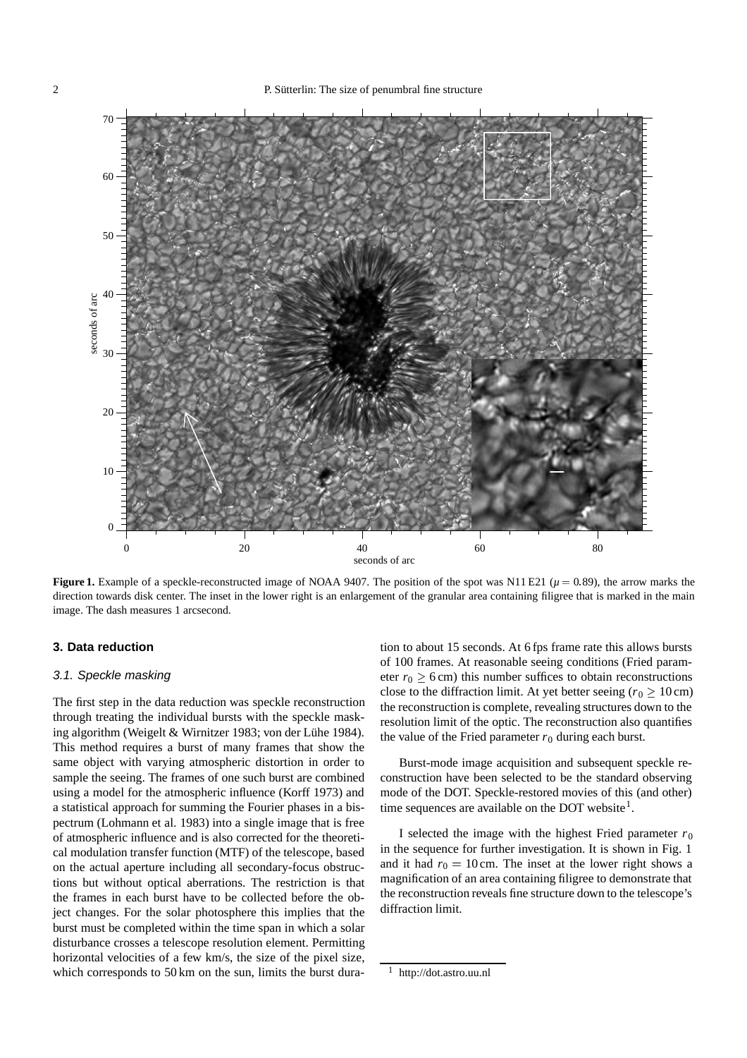**Figure 1.** Example of a speckle-reconstructed image of NOAA 9407. The position of the spot was N11 E21 ($\mu = 0.89$), the arrow marks the direction towards disk center. The inset in the lower right is an enlargement of the granular area containing filigree that is marked in the main image. The dash measures 1 arcsecond.

## 3. Data reduction

### 3.1. Speckle masking

The first step in the data reduction was speckle reconstruction through treating the individual bursts with the speckle masking algorithm (Weigelt & Wirnitzer 1983; von der Lühe 1984). This method requires a burst of many frames that show the same object with varying atmospheric distortion in order to sample the seeing. The frames of one such burst are combined using a model for the atmospheric influence (Korff 1973) and a statistical approach for summing the Fourier phases in a bispectrum (Lohmann et al. 1983) into a single image that is free of atmospheric influence and is also corrected for the theoretical modulation transfer function (MTF) of the telescope, based on the actual aperture including all secondary-focus obstructions but without optical aberrations. The restriction is that the frames in each burst have to be collected before the object changes. For the solar photosphere this implies that the burst must be completed within the time span in which a solar disturbance crosses a telescope resolution element. Permitting horizontal velocities of a few km/s, the size of the pixel size, which corresponds to 50 km on the sun, limits the burst duration to about 15 seconds. At 6 fps frame rate this allows bursts of 100 frames. At reasonable seeing conditions (Fried parameter $r_0 \geq 6$ cm) this number suffices to obtain reconstructions close to the diffraction limit. At yet better seeing ($r_0 \geq 10$ cm) the reconstruction is complete, revealing structures down to the resolution limit of the optic. The reconstruction also quantifies the value of the Fried parameter $r_0$ during each burst.

Burst-mode image acquisition and subsequent speckle reconstruction have been selected to be the standard observing mode of the DOT. Speckle-restored movies of this (and other) time sequences are available on the DOT website[1].

I selected the image with the highest Fried parameter $r_0$ in the sequence for further investigation. It is shown in Fig. 1 and it had $r_0 = 10$ cm. The inset at the lower right shows a magnification of an area containing filigree to demonstrate that the reconstruction reveals fine structure down to the telescope's diffraction limit.

[1] http://dot.astro.uu.nl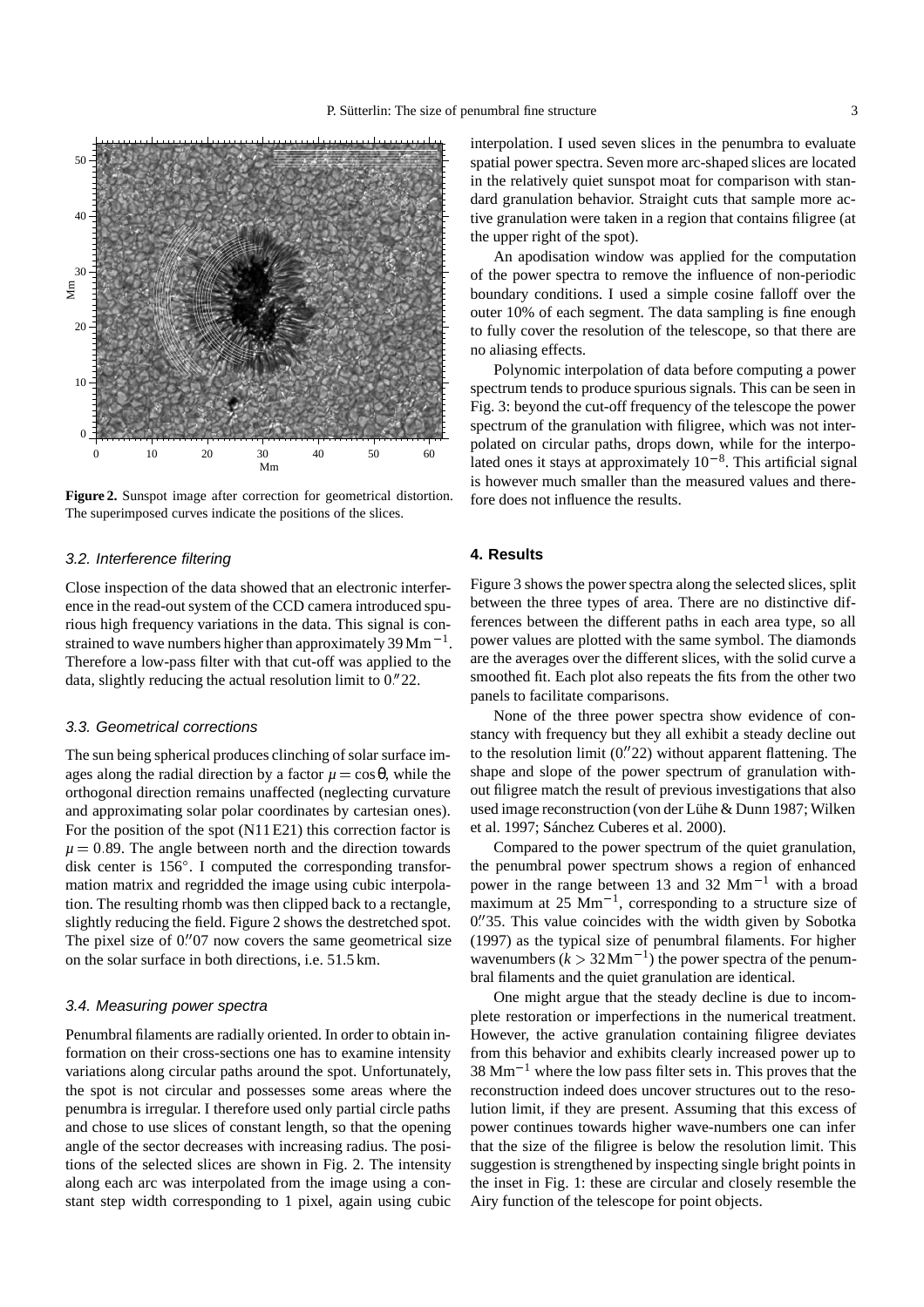**Figure 2.** Sunspot image after correction for geometrical distortion. The superimposed curves indicate the positions of the slices.

### 3.2. Interference filtering

Close inspection of the data showed that an electronic interference in the read-out system of the CCD camera introduced spurious high frequency variations in the data. This signal is constrained to wave numbers higher than approximately 39 $\mathrm{Mm}^{-1}$. Therefore a low-pass filter with that cut-off was applied to the data, slightly reducing the actual resolution limit to $0\overset{''}{.}22$.

### 3.3. Geometrical corrections

The sun being spherical produces clinching of solar surface images along the radial direction by a factor $\mu = \cos\theta$, while the orthogonal direction remains unaffected (neglecting curvature and approximating solar polar coordinates by cartesian ones). For the position of the spot (N11 E21) this correction factor is $\mu = 0.89$. The angle between north and the direction towards disk center is 156°. I computed the corresponding transformation matrix and regridded the image using cubic interpolation. The resulting rhomb was then clipped back to a rectangle, slightly reducing the field. Figure 2 shows the destretched spot. The pixel size of $0\overset{''}{.}07$ now covers the same geometrical size on the solar surface in both directions, i.e. 51.5 km.

### 3.4. Measuring power spectra

Penumbral filaments are radially oriented. In order to obtain information on their cross-sections one has to examine intensity variations along circular paths around the spot. Unfortunately, the spot is not circular and possesses some areas where the penumbra is irregular. I therefore used only partial circle paths and chose to use slices of constant length, so that the opening angle of the sector decreases with increasing radius. The positions of the selected slices are shown in Fig. 2. The intensity along each arc was interpolated from the image using a constant step width corresponding to 1 pixel, again using cubic interpolation. I used seven slices in the penumbra to evaluate spatial power spectra. Seven more arc-shaped slices are located in the relatively quiet sunspot moat for comparison with standard granulation behavior. Straight cuts that sample more active granulation were taken in a region that contains filigree (at the upper right of the spot).

An apodisation window was applied for the computation of the power spectra to remove the influence of non-periodic boundary conditions. I used a simple cosine falloff over the outer 10% of each segment. The data sampling is fine enough to fully cover the resolution of the telescope, so that there are no aliasing effects.

Polynomic interpolation of data before computing a power spectrum tends to produce spurious signals. This can be seen in Fig. 3: beyond the cut-off frequency of the telescope the power spectrum of the granulation with filigree, which was not interpolated on circular paths, drops down, while for the interpolated ones it stays at approximately $10^{-8}$. This artificial signal is however much smaller than the measured values and therefore does not influence the results.

## 4. Results

Figure 3 shows the power spectra along the selected slices, split between the three types of area. There are no distinctive differences between the different paths in each area type, so all power values are plotted with the same symbol. The diamonds are the averages over the different slices, with the solid curve a smoothed fit. Each plot also repeats the fits from the other two panels to facilitate comparisons.

None of the three power spectra show evidence of constancy with frequency but they all exhibit a steady decline out to the resolution limit ($0\overset{''}{.}22$) without apparent flattening. The shape and slope of the power spectrum of granulation without filigree match the result of previous investigations that also used image reconstruction (von der Lühe & Dunn 1987; Wilken et al. 1997; Sánchez Cuberes et al. 2000).

Compared to the power spectrum of the quiet granulation, the penumbral power spectrum shows a region of enhanced power in the range between 13 and 32 $\mathrm{Mm}^{-1}$ with a broad maximum at 25 $\mathrm{Mm}^{-1}$, corresponding to a structure size of $0\overset{''}{.}35$. This value coincides with the width given by Sobotka (1997) as the typical size of penumbral filaments. For higher wavenumbers ($k > 32\,\mathrm{Mm}^{-1}$) the power spectra of the penumbral filaments and the quiet granulation are identical.

One might argue that the steady decline is due to incomplete restoration or imperfections in the numerical treatment. However, the active granulation containing filigree deviates from this behavior and exhibits clearly increased power up to 38 $\mathrm{Mm}^{-1}$ where the low pass filter sets in. This proves that the reconstruction indeed does uncover structures out to the resolution limit, if they are present. Assuming that this excess of power continues towards higher wave-numbers one can infer that the size of the filigree is below the resolution limit. This suggestion is strengthened by inspecting single bright points in the inset in Fig. 1: these are circular and closely resemble the Airy function of the telescope for point objects.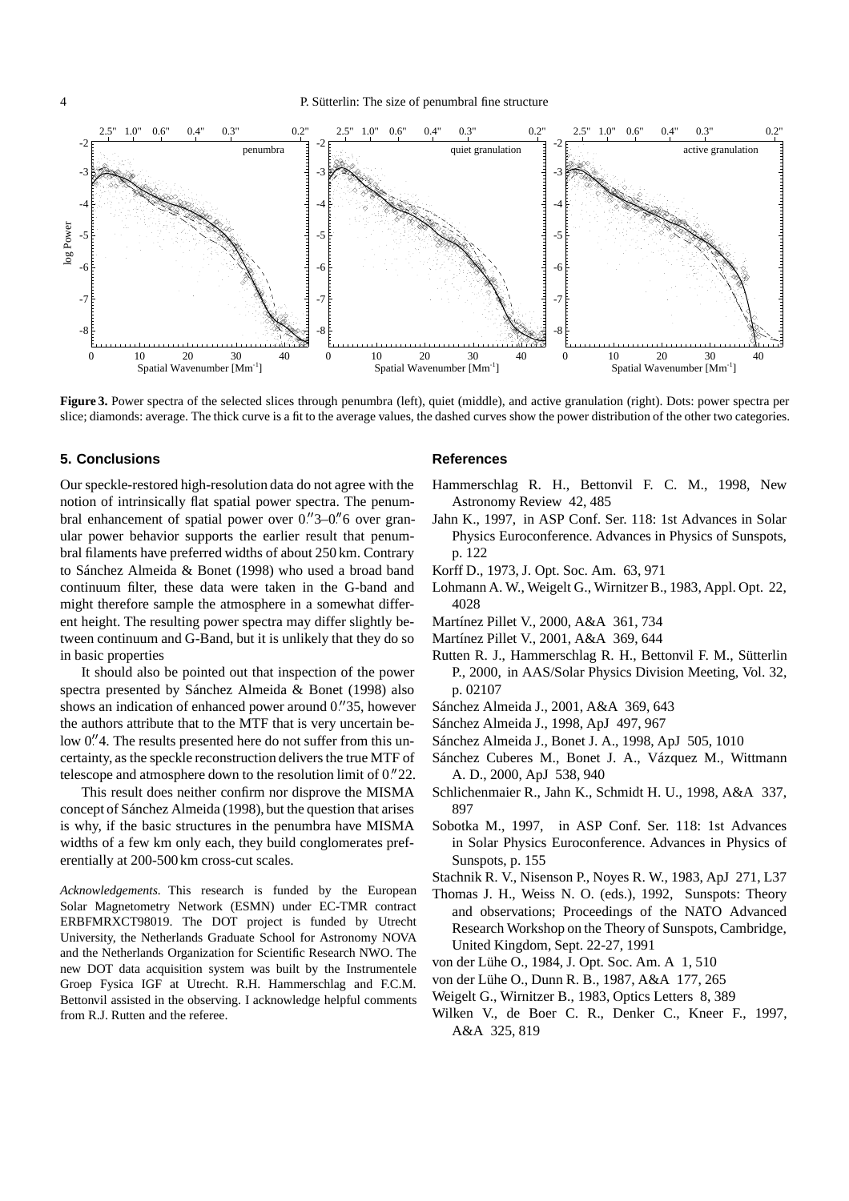2.5" 1.0" 0.6" 0.4" 0.3" 0.2"

penumbra

quiet granulation

active granulation

log Power

-2 -3 -4 -5 -6 -7 -8

0 10 20 30 40

Spatial Wavenumber [Mm$^{-1}$]

**Figure 3.** Power spectra of the selected slices through penumbra (left), quiet (middle), and active granulation (right). Dots: power spectra per slice; diamonds: average. The thick curve is a fit to the average values, the dashed curves show the power distribution of the other two categories.

## 5. Conclusions

Our speckle-restored high-resolution data do not agree with the notion of intrinsically flat spatial power spectra. The penumbral enhancement of spatial power over 0.″3–0.″6 over granular power behavior supports the earlier result that penumbral filaments have preferred widths of about 250 km. Contrary to Sánchez Almeida & Bonet (1998) who used a broad band continuum filter, these data were taken in the G-band and might therefore sample the atmosphere in a somewhat different height. The resulting power spectra may differ slightly between continuum and G-Band, but it is unlikely that they do so in basic properties

It should also be pointed out that inspection of the power spectra presented by Sánchez Almeida & Bonet (1998) also shows an indication of enhanced power around 0.″35, however the authors attribute that to the MTF that is very uncertain below 0.″4. The results presented here do not suffer from this uncertainty, as the speckle reconstruction delivers the true MTF of telescope and atmosphere down to the resolution limit of 0.″22.

This result does neither confirm nor disprove the MISMA concept of Sánchez Almeida (1998), but the question that arises is why, if the basic structures in the penumbra have MISMA widths of a few km only each, they build conglomerates preferentially at 200-500 km cross-cut scales.

*Acknowledgements.* This research is funded by the European Solar Magnetometry Network (ESMN) under EC-TMR contract ERBFMRXCT98019. The DOT project is funded by Utrecht University, the Netherlands Graduate School for Astronomy NOVA and the Netherlands Organization for Scientific Research NWO. The new DOT data acquisition system was built by the Instrumentele Groep Fysica IGF at Utrecht. R.H. Hammerschlag and F.C.M. Bettonvil assisted in the observing. I acknowledge helpful comments from R.J. Rutten and the referee.

## References

Hammerschlag R. H., Bettonvil F. C. M., 1998, New Astronomy Review 42, 485

Jahn K., 1997, in ASP Conf. Ser. 118: 1st Advances in Solar Physics Euroconference. Advances in Physics of Sunspots, p. 122

Korff D., 1973, J. Opt. Soc. Am. 63, 971

Lohmann A. W., Weigelt G., Wirnitzer B., 1983, Appl. Opt. 22, 4028

Martínez Pillet V., 2000, A&A 361, 734

Martínez Pillet V., 2001, A&A 369, 644

Rutten R. J., Hammerschlag R. H., Bettonvil F. M., Sütterlin P., 2000, in AAS/Solar Physics Division Meeting, Vol. 32, p. 02107

Sánchez Almeida J., 2001, A&A 369, 643

Sánchez Almeida J., 1998, ApJ 497, 967

Sánchez Almeida J., Bonet J. A., 1998, ApJ 505, 1010

Sánchez Cuberes M., Bonet J. A., Vázquez M., Wittmann A. D., 2000, ApJ 538, 940

Schlichenmaier R., Jahn K., Schmidt H. U., 1998, A&A 337, 897

Sobotka M., 1997, in ASP Conf. Ser. 118: 1st Advances in Solar Physics Euroconference. Advances in Physics of Sunspots, p. 155

Stachnik R. V., Nisenson P., Noyes R. W., 1983, ApJ 271, L37

Thomas J. H., Weiss N. O. (eds.), 1992, Sunspots: Theory and observations; Proceedings of the NATO Advanced Research Workshop on the Theory of Sunspots, Cambridge, United Kingdom, Sept. 22-27, 1991

von der Lühe O., 1984, J. Opt. Soc. Am. A 1, 510

von der Lühe O., Dunn R. B., 1987, A&A 177, 265

Weigelt G., Wirnitzer B., 1983, Optics Letters 8, 389

Wilken V., de Boer C. R., Denker C., Kneer F., 1997, A&A 325, 819